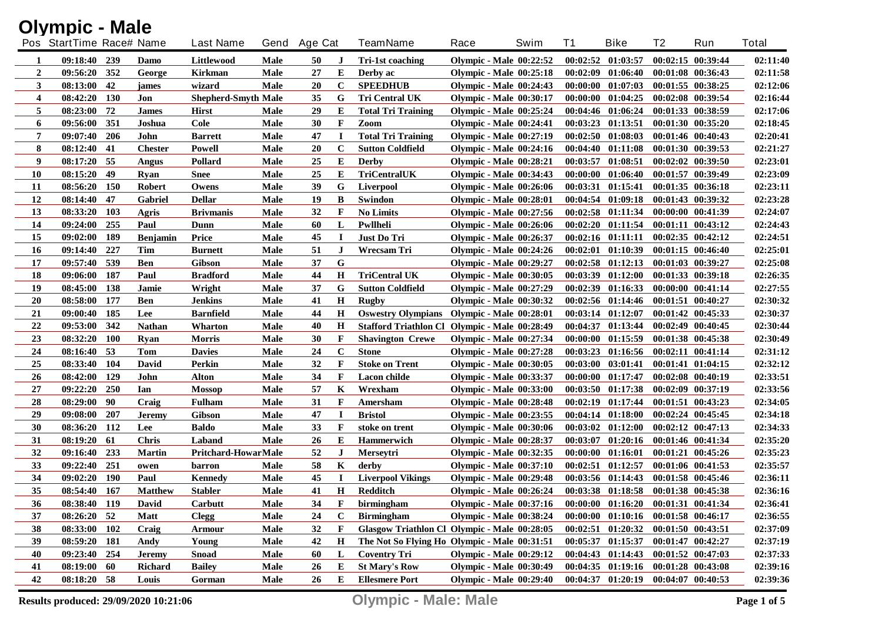# Olympic - Male

| Pos | StartTime | Race# | Name | Last Name | Gend | Age | Cat | TeamName | Race | Swim | T1 | Bike | T2 | Run | Total |
|---|---|---|---|---|---|---|---|---|---|---|---|---|---|---|---|
| 1 | 09:18:40 | 239 | Damo | Littlewood | Male | 50 | J | Tri-1st coaching | Olympic - Male | 00:22:52 | 00:02:52 | 01:03:57 | 00:02:15 | 00:39:44 | 02:11:40 |
| 2 | 09:56:20 | 352 | George | Kirkman | Male | 27 | E | Derby ac | Olympic - Male | 00:25:18 | 00:02:09 | 01:06:40 | 00:01:08 | 00:36:43 | 02:11:58 |
| 3 | 08:13:00 | 42 | james | wizard | Male | 20 | C | SPEEDHUB | Olympic - Male | 00:24:43 | 00:00:00 | 01:07:03 | 00:01:55 | 00:38:25 | 02:12:06 |
| 4 | 08:42:20 | 130 | Jon | Shepherd-Smyth | Male | 35 | G | Tri Central UK | Olympic - Male | 00:30:17 | 00:00:00 | 01:04:25 | 00:02:08 | 00:39:54 | 02:16:44 |
| 5 | 08:23:00 | 72 | James | Hirst | Male | 29 | E | Total Tri Training | Olympic - Male | 00:25:24 | 00:04:46 | 01:06:24 | 00:01:33 | 00:38:59 | 02:17:06 |
| 6 | 09:56:00 | 351 | Joshua | Cole | Male | 30 | F | Zoom | Olympic - Male | 00:24:41 | 00:03:23 | 01:13:51 | 00:01:30 | 00:35:20 | 02:18:45 |
| 7 | 09:07:40 | 206 | John | Barrett | Male | 47 | I | Total Tri Training | Olympic - Male | 00:27:19 | 00:02:50 | 01:08:03 | 00:01:46 | 00:40:43 | 02:20:41 |
| 8 | 08:12:40 | 41 | Chester | Powell | Male | 20 | C | Sutton Coldfield | Olympic - Male | 00:24:16 | 00:04:40 | 01:11:08 | 00:01:30 | 00:39:53 | 02:21:27 |
| 9 | 08:17:20 | 55 | Angus | Pollard | Male | 25 | E | Derby | Olympic - Male | 00:28:21 | 00:03:57 | 01:08:51 | 00:02:02 | 00:39:50 | 02:23:01 |
| 10 | 08:15:20 | 49 | Ryan | Snee | Male | 25 | E | TriCentralUK | Olympic - Male | 00:34:43 | 00:00:00 | 01:06:40 | 00:01:57 | 00:39:49 | 02:23:09 |
| 11 | 08:56:20 | 150 | Robert | Owens | Male | 39 | G | Liverpool | Olympic - Male | 00:26:06 | 00:03:31 | 01:15:41 | 00:01:35 | 00:36:18 | 02:23:11 |
| 12 | 08:14:40 | 47 | Gabriel | Dellar | Male | 19 | B | Swindon | Olympic - Male | 00:28:01 | 00:04:54 | 01:09:18 | 00:01:43 | 00:39:32 | 02:23:28 |
| 13 | 08:33:20 | 103 | Agris | Brivmanis | Male | 32 | F | No Limits | Olympic - Male | 00:27:56 | 00:02:58 | 01:11:34 | 00:00:00 | 00:41:39 | 02:24:07 |
| 14 | 09:24:00 | 255 | Paul | Dunn | Male | 60 | L | Pwllheli | Olympic - Male | 00:26:06 | 00:02:20 | 01:11:54 | 00:01:11 | 00:43:12 | 02:24:43 |
| 15 | 09:02:00 | 189 | Benjamin | Price | Male | 45 | I | Just Do Tri | Olympic - Male | 00:26:37 | 00:02:16 | 01:11:11 | 00:02:35 | 00:42:12 | 02:24:51 |
| 16 | 09:14:40 | 227 | Tim | Burnett | Male | 51 | J | Wrecsam Tri | Olympic - Male | 00:24:26 | 00:02:01 | 01:10:39 | 00:01:15 | 00:46:40 | 02:25:01 |
| 17 | 09:57:40 | 539 | Ben | Gibson | Male | 37 | G | | Olympic - Male | 00:29:27 | 00:02:58 | 01:12:13 | 00:01:03 | 00:39:27 | 02:25:08 |
| 18 | 09:06:00 | 187 | Paul | Bradford | Male | 44 | H | TriCentral UK | Olympic - Male | 00:30:05 | 00:03:39 | 01:12:00 | 00:01:33 | 00:39:18 | 02:26:35 |
| 19 | 08:45:00 | 138 | Jamie | Wright | Male | 37 | G | Sutton Coldfield | Olympic - Male | 00:27:29 | 00:02:39 | 01:16:33 | 00:00:00 | 00:41:14 | 02:27:55 |
| 20 | 08:58:00 | 177 | Ben | Jenkins | Male | 41 | H | Rugby | Olympic - Male | 00:30:32 | 00:02:56 | 01:14:46 | 00:01:51 | 00:40:27 | 02:30:32 |
| 21 | 09:00:40 | 185 | Lee | Barnfield | Male | 44 | H | Oswestry Olympians | Olympic - Male | 00:28:01 | 00:03:14 | 01:12:07 | 00:01:42 | 00:45:33 | 02:30:37 |
| 22 | 09:53:00 | 342 | Nathan | Wharton | Male | 40 | H | Stafford Triathlon Cl | Olympic - Male | 00:28:49 | 00:04:37 | 01:13:44 | 00:02:49 | 00:40:45 | 02:30:44 |
| 23 | 08:32:20 | 100 | Ryan | Morris | Male | 30 | F | Shavington Crewe | Olympic - Male | 00:27:34 | 00:00:00 | 01:15:59 | 00:01:38 | 00:45:38 | 02:30:49 |
| 24 | 08:16:40 | 53 | Tom | Davies | Male | 24 | C | Stone | Olympic - Male | 00:27:28 | 00:03:23 | 01:16:56 | 00:02:11 | 00:41:14 | 02:31:12 |
| 25 | 08:33:40 | 104 | David | Perkin | Male | 32 | F | Stoke on Trent | Olympic - Male | 00:30:05 | 00:03:00 | 03:01:41 | 00:01:41 | 01:04:15 | 02:32:12 |
| 26 | 08:42:00 | 129 | John | Alton | Male | 34 | F | Lacon childe | Olympic - Male | 00:33:37 | 00:00:00 | 01:17:47 | 00:02:08 | 00:40:19 | 02:33:51 |
| 27 | 09:22:20 | 250 | Ian | Mossop | Male | 57 | K | Wrexham | Olympic - Male | 00:33:00 | 00:03:50 | 01:17:38 | 00:02:09 | 00:37:19 | 02:33:56 |
| 28 | 08:29:00 | 90 | Craig | Fulham | Male | 31 | F | Amersham | Olympic - Male | 00:28:48 | 00:02:19 | 01:17:44 | 00:01:51 | 00:43:23 | 02:34:05 |
| 29 | 09:08:00 | 207 | Jeremy | Gibson | Male | 47 | I | Bristol | Olympic - Male | 00:23:55 | 00:04:14 | 01:18:00 | 00:02:24 | 00:45:45 | 02:34:18 |
| 30 | 08:36:20 | 112 | Lee | Baldo | Male | 33 | F | stoke on trent | Olympic - Male | 00:30:06 | 00:03:02 | 01:12:00 | 00:02:12 | 00:47:13 | 02:34:33 |
| 31 | 08:19:20 | 61 | Chris | Laband | Male | 26 | E | Hammerwich | Olympic - Male | 00:28:37 | 00:03:07 | 01:20:16 | 00:01:46 | 00:41:34 | 02:35:20 |
| 32 | 09:16:40 | 233 | Martin | Pritchard-Howar | Male | 52 | J | Merseytri | Olympic - Male | 00:32:35 | 00:00:00 | 01:16:01 | 00:01:21 | 00:45:26 | 02:35:23 |
| 33 | 09:22:40 | 251 | owen | barron | Male | 58 | K | derby | Olympic - Male | 00:37:10 | 00:02:51 | 01:12:57 | 00:01:06 | 00:41:53 | 02:35:57 |
| 34 | 09:02:20 | 190 | Paul | Kennedy | Male | 45 | I | Liverpool Vikings | Olympic - Male | 00:29:48 | 00:03:56 | 01:14:43 | 00:01:58 | 00:45:46 | 02:36:11 |
| 35 | 08:54:40 | 167 | Matthew | Stabler | Male | 41 | H | Redditch | Olympic - Male | 00:26:24 | 00:03:38 | 01:18:58 | 00:01:38 | 00:45:38 | 02:36:16 |
| 36 | 08:38:40 | 119 | David | Carbutt | Male | 34 | F | birmingham | Olympic - Male | 00:37:16 | 00:00:00 | 01:16:20 | 00:01:31 | 00:41:34 | 02:36:41 |
| 37 | 08:26:20 | 52 | Matt | Clegg | Male | 24 | C | Birmingham | Olympic - Male | 00:38:24 | 00:00:00 | 01:10:16 | 00:01:58 | 00:46:17 | 02:36:55 |
| 38 | 08:33:00 | 102 | Craig | Armour | Male | 32 | F | Glasgow Triathlon Cl | Olympic - Male | 00:28:05 | 00:02:51 | 01:20:32 | 00:01:50 | 00:43:51 | 02:37:09 |
| 39 | 08:59:20 | 181 | Andy | Young | Male | 42 | H | The Not So Flying Ho | Olympic - Male | 00:31:51 | 00:05:37 | 01:15:37 | 00:01:47 | 00:42:27 | 02:37:19 |
| 40 | 09:23:40 | 254 | Jeremy | Snoad | Male | 60 | L | Coventry Tri | Olympic - Male | 00:29:12 | 00:04:43 | 01:14:43 | 00:01:52 | 00:47:03 | 02:37:33 |
| 41 | 08:19:00 | 60 | Richard | Bailey | Male | 26 | E | St Mary's Row | Olympic - Male | 00:30:49 | 00:04:35 | 01:19:16 | 00:01:28 | 00:43:08 | 02:39:16 |
| 42 | 08:18:20 | 58 | Louis | Gorman | Male | 26 | E | Ellesmere Port | Olympic - Male | 00:29:40 | 00:04:37 | 01:20:19 | 00:04:07 | 00:40:53 | 02:39:36 |

Results produced: 29/09/2020 10:21:06

Olympic - Male: Male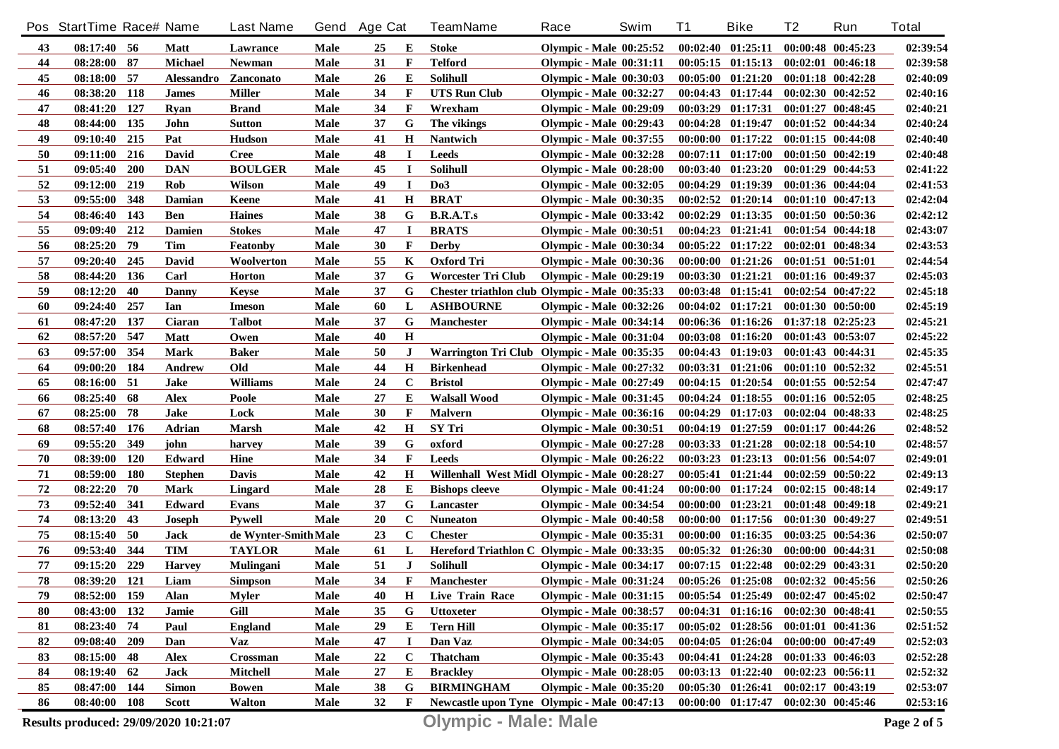| Pos | StartTime | Race# | Name | Last Name | Gend | Age | Cat | TeamName | Race | Swim | T1 | Bike | T2 | Run | Total |
|---|---|---|---|---|---|---|---|---|---|---|---|---|---|---|---|
| 43 | 08:17:40 | 56 | Matt | Lawrance | Male | 25 | E | Stoke | Olympic - Male | 00:25:52 | 00:02:40 | 01:25:11 | 00:00:48 | 00:45:23 | 02:39:54 |
| 44 | 08:28:00 | 87 | Michael | Newman | Male | 31 | F | Telford | Olympic - Male | 00:31:11 | 00:05:15 | 01:15:13 | 00:02:01 | 00:46:18 | 02:39:58 |
| 45 | 08:18:00 | 57 | Alessandro | Zanconato | Male | 26 | E | Solihull | Olympic - Male | 00:30:03 | 00:05:00 | 01:21:20 | 00:01:18 | 00:42:28 | 02:40:09 |
| 46 | 08:38:20 | 118 | James | Miller | Male | 34 | F | UTS Run Club | Olympic - Male | 00:32:27 | 00:04:43 | 01:17:44 | 00:02:30 | 00:42:52 | 02:40:16 |
| 47 | 08:41:20 | 127 | Ryan | Brand | Male | 34 | F | Wrexham | Olympic - Male | 00:29:09 | 00:03:29 | 01:17:31 | 00:01:27 | 00:48:45 | 02:40:21 |
| 48 | 08:44:00 | 135 | John | Sutton | Male | 37 | G | The vikings | Olympic - Male | 00:29:43 | 00:04:28 | 01:19:47 | 00:01:52 | 00:44:34 | 02:40:24 |
| 49 | 09:10:40 | 215 | Pat | Hudson | Male | 41 | H | Nantwich | Olympic - Male | 00:37:55 | 00:00:00 | 01:17:22 | 00:01:15 | 00:44:08 | 02:40:40 |
| 50 | 09:11:00 | 216 | David | Cree | Male | 48 | I | Leeds | Olympic - Male | 00:32:28 | 00:07:11 | 01:17:00 | 00:01:50 | 00:42:19 | 02:40:48 |
| 51 | 09:05:40 | 200 | DAN | BOULGER | Male | 45 | I | Solihull | Olympic - Male | 00:28:00 | 00:03:40 | 01:23:20 | 00:01:29 | 00:44:53 | 02:41:22 |
| 52 | 09:12:00 | 219 | Rob | Wilson | Male | 49 | I | Do3 | Olympic - Male | 00:32:05 | 00:04:29 | 01:19:39 | 00:01:36 | 00:44:04 | 02:41:53 |
| 53 | 09:55:00 | 348 | Damian | Keene | Male | 41 | H | BRAT | Olympic - Male | 00:30:35 | 00:02:52 | 01:20:14 | 00:01:10 | 00:47:13 | 02:42:04 |
| 54 | 08:46:40 | 143 | Ben | Haines | Male | 38 | G | B.R.A.T.s | Olympic - Male | 00:33:42 | 00:02:29 | 01:13:35 | 00:01:50 | 00:50:36 | 02:42:12 |
| 55 | 09:09:40 | 212 | Damien | Stokes | Male | 47 | I | BRATS | Olympic - Male | 00:30:51 | 00:04:23 | 01:21:41 | 00:01:54 | 00:44:18 | 02:43:07 |
| 56 | 08:25:20 | 79 | Tim | Featonby | Male | 30 | F | Derby | Olympic - Male | 00:30:34 | 00:05:22 | 01:17:22 | 00:02:01 | 00:48:34 | 02:43:53 |
| 57 | 09:20:40 | 245 | David | Woolverton | Male | 55 | K | Oxford Tri | Olympic - Male | 00:30:36 | 00:00:00 | 01:21:26 | 00:01:51 | 00:51:01 | 02:44:54 |
| 58 | 08:44:20 | 136 | Carl | Horton | Male | 37 | G | Worcester Tri Club | Olympic - Male | 00:29:19 | 00:03:30 | 01:21:21 | 00:01:16 | 00:49:37 | 02:45:03 |
| 59 | 08:12:20 | 40 | Danny | Keyse | Male | 37 | G | Chester triathlon club | Olympic - Male | 00:35:33 | 00:03:48 | 01:15:41 | 00:02:54 | 00:47:22 | 02:45:18 |
| 60 | 09:24:40 | 257 | Ian | Imeson | Male | 60 | L | ASHBOURNE | Olympic - Male | 00:32:26 | 00:04:02 | 01:17:21 | 00:01:30 | 00:50:00 | 02:45:19 |
| 61 | 08:47:20 | 137 | Ciaran | Talbot | Male | 37 | G | Manchester | Olympic - Male | 00:34:14 | 00:06:36 | 01:16:26 | 01:37:18 | 02:25:23 | 02:45:21 |
| 62 | 08:57:20 | 547 | Matt | Owen | Male | 40 | H | | Olympic - Male | 00:31:04 | 00:03:08 | 01:16:20 | 00:01:43 | 00:53:07 | 02:45:22 |
| 63 | 09:57:00 | 354 | Mark | Baker | Male | 50 | J | Warrington Tri Club | Olympic - Male | 00:35:35 | 00:04:43 | 01:19:03 | 00:01:43 | 00:44:31 | 02:45:35 |
| 64 | 09:00:20 | 184 | Andrew | Old | Male | 44 | H | Birkenhead | Olympic - Male | 00:27:32 | 00:03:31 | 01:21:06 | 00:01:10 | 00:52:32 | 02:45:51 |
| 65 | 08:16:00 | 51 | Jake | Williams | Male | 24 | C | Bristol | Olympic - Male | 00:27:49 | 00:04:15 | 01:20:54 | 00:01:55 | 00:52:54 | 02:47:47 |
| 66 | 08:25:40 | 68 | Alex | Poole | Male | 27 | E | Walsall Wood | Olympic - Male | 00:31:45 | 00:04:24 | 01:18:55 | 00:01:16 | 00:52:05 | 02:48:25 |
| 67 | 08:25:00 | 78 | Jake | Lock | Male | 30 | F | Malvern | Olympic - Male | 00:36:16 | 00:04:29 | 01:17:03 | 00:02:04 | 00:48:33 | 02:48:25 |
| 68 | 08:57:40 | 176 | Adrian | Marsh | Male | 42 | H | SY Tri | Olympic - Male | 00:30:51 | 00:04:19 | 01:27:59 | 00:01:17 | 00:44:26 | 02:48:52 |
| 69 | 09:55:20 | 349 | john | harvey | Male | 39 | G | oxford | Olympic - Male | 00:27:28 | 00:03:33 | 01:21:28 | 00:02:18 | 00:54:10 | 02:48:57 |
| 70 | 08:39:00 | 120 | Edward | Hine | Male | 34 | F | Leeds | Olympic - Male | 00:26:22 | 00:03:23 | 01:23:13 | 00:01:56 | 00:54:07 | 02:49:01 |
| 71 | 08:59:00 | 180 | Stephen | Davis | Male | 42 | H | Willenhall West Midl | Olympic - Male | 00:28:27 | 00:05:41 | 01:21:44 | 00:02:59 | 00:50:22 | 02:49:13 |
| 72 | 08:22:20 | 70 | Mark | Lingard | Male | 28 | E | Bishops cleeve | Olympic - Male | 00:41:24 | 00:00:00 | 01:17:24 | 00:02:15 | 00:48:14 | 02:49:17 |
| 73 | 09:52:40 | 341 | Edward | Evans | Male | 37 | G | Lancaster | Olympic - Male | 00:34:54 | 00:00:00 | 01:23:21 | 00:01:48 | 00:49:18 | 02:49:21 |
| 74 | 08:13:20 | 43 | Joseph | Pywell | Male | 20 | C | Nuneaton | Olympic - Male | 00:40:58 | 00:00:00 | 01:17:56 | 00:01:30 | 00:49:27 | 02:49:51 |
| 75 | 08:15:40 | 50 | Jack | de Wynter-Smith | Male | 23 | C | Chester | Olympic - Male | 00:35:31 | 00:00:00 | 01:16:35 | 00:03:25 | 00:54:36 | 02:50:07 |
| 76 | 09:53:40 | 344 | TIM | TAYLOR | Male | 61 | L | Hereford Triathlon C | Olympic - Male | 00:33:35 | 00:05:32 | 01:26:30 | 00:00:00 | 00:44:31 | 02:50:08 |
| 77 | 09:15:20 | 229 | Harvey | Mulingani | Male | 51 | J | Solihull | Olympic - Male | 00:34:17 | 00:07:15 | 01:22:48 | 00:02:29 | 00:43:31 | 02:50:20 |
| 78 | 08:39:20 | 121 | Liam | Simpson | Male | 34 | F | Manchester | Olympic - Male | 00:31:24 | 00:05:26 | 01:25:08 | 00:02:32 | 00:45:56 | 02:50:26 |
| 79 | 08:52:00 | 159 | Alan | Myler | Male | 40 | H | Live Train Race | Olympic - Male | 00:31:15 | 00:05:54 | 01:25:49 | 00:02:47 | 00:45:02 | 02:50:47 |
| 80 | 08:43:00 | 132 | Jamie | Gill | Male | 35 | G | Uttoxeter | Olympic - Male | 00:38:57 | 00:04:31 | 01:16:16 | 00:02:30 | 00:48:41 | 02:50:55 |
| 81 | 08:23:40 | 74 | Paul | England | Male | 29 | E | Tern Hill | Olympic - Male | 00:35:17 | 00:05:02 | 01:28:56 | 00:01:01 | 00:41:36 | 02:51:52 |
| 82 | 09:08:40 | 209 | Dan | Vaz | Male | 47 | I | Dan Vaz | Olympic - Male | 00:34:05 | 00:04:05 | 01:26:04 | 00:00:00 | 00:47:49 | 02:52:03 |
| 83 | 08:15:00 | 48 | Alex | Crossman | Male | 22 | C | Thatcham | Olympic - Male | 00:35:43 | 00:04:41 | 01:24:28 | 00:01:33 | 00:46:03 | 02:52:28 |
| 84 | 08:19:40 | 62 | Jack | Mitchell | Male | 27 | E | Brackley | Olympic - Male | 00:28:05 | 00:03:13 | 01:22:40 | 00:02:23 | 00:56:11 | 02:52:32 |
| 85 | 08:47:00 | 144 | Simon | Bowen | Male | 38 | G | BIRMINGHAM | Olympic - Male | 00:35:20 | 00:05:30 | 01:26:41 | 00:02:17 | 00:43:19 | 02:53:07 |
| 86 | 08:40:00 | 108 | Scott | Walton | Male | 32 | F | Newcastle upon Tyne | Olympic - Male | 00:47:13 | 00:00:00 | 01:17:47 | 00:02:30 | 00:45:46 | 02:53:16 |

**Results produced: 29/09/2020 10:21:07**

**Olympic - Male: Male**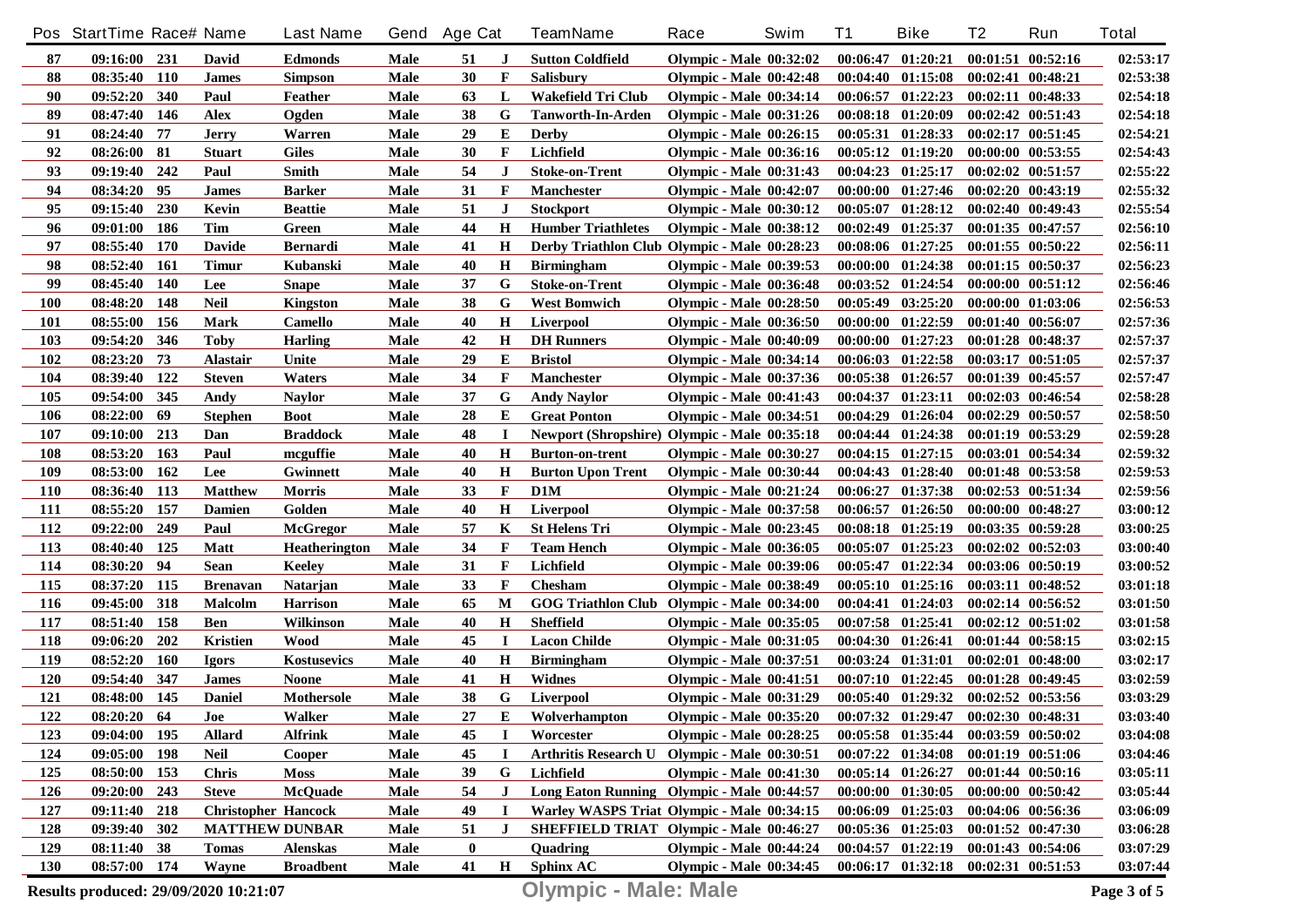| Pos | StartTime | Race# | Name | Last Name | Gend | Age | Cat | TeamName | Race | Swim | T1 | Bike | T2 | Run | Total |
|---|---|---|---|---|---|---|---|---|---|---|---|---|---|---|---|
| 87 | 09:16:00 | 231 | David | Edmonds | Male | 51 | J | Sutton Coldfield | Olympic - Male | 00:32:02 | 00:06:47 | 01:20:21 | 00:01:51 | 00:52:16 | 02:53:17 |
| 88 | 08:35:40 | 110 | James | Simpson | Male | 30 | F | Salisbury | Olympic - Male | 00:42:48 | 00:04:40 | 01:15:08 | 00:02:41 | 00:48:21 | 02:53:38 |
| 90 | 09:52:20 | 340 | Paul | Feather | Male | 63 | L | Wakefield Tri Club | Olympic - Male | 00:34:14 | 00:06:57 | 01:22:23 | 00:02:11 | 00:48:33 | 02:54:18 |
| 89 | 08:47:40 | 146 | Alex | Ogden | Male | 38 | G | Tanworth-In-Arden | Olympic - Male | 00:31:26 | 00:08:18 | 01:20:09 | 00:02:42 | 00:51:43 | 02:54:18 |
| 91 | 08:24:40 | 77 | Jerry | Warren | Male | 29 | E | Derby | Olympic - Male | 00:26:15 | 00:05:31 | 01:28:33 | 00:02:17 | 00:51:45 | 02:54:21 |
| 92 | 08:26:00 | 81 | Stuart | Giles | Male | 30 | F | Lichfield | Olympic - Male | 00:36:16 | 00:05:12 | 01:19:20 | 00:00:00 | 00:53:55 | 02:54:43 |
| 93 | 09:19:40 | 242 | Paul | Smith | Male | 54 | J | Stoke-on-Trent | Olympic - Male | 00:31:43 | 00:04:23 | 01:25:17 | 00:02:02 | 00:51:57 | 02:55:22 |
| 94 | 08:34:20 | 95 | James | Barker | Male | 31 | F | Manchester | Olympic - Male | 00:42:07 | 00:00:00 | 01:27:46 | 00:02:20 | 00:43:19 | 02:55:32 |
| 95 | 09:15:40 | 230 | Kevin | Beattie | Male | 51 | J | Stockport | Olympic - Male | 00:30:12 | 00:05:07 | 01:28:12 | 00:02:40 | 00:49:43 | 02:55:54 |
| 96 | 09:01:00 | 186 | Tim | Green | Male | 44 | H | Humber Triathletes | Olympic - Male | 00:38:12 | 00:02:49 | 01:25:37 | 00:01:35 | 00:47:57 | 02:56:10 |
| 97 | 08:55:40 | 170 | Davide | Bernardi | Male | 41 | H | Derby Triathlon Club | Olympic - Male | 00:28:23 | 00:08:06 | 01:27:25 | 00:01:55 | 00:50:22 | 02:56:11 |
| 98 | 08:52:40 | 161 | Timur | Kubanski | Male | 40 | H | Birmingham | Olympic - Male | 00:39:53 | 00:00:00 | 01:24:38 | 00:01:15 | 00:50:37 | 02:56:23 |
| 99 | 08:45:40 | 140 | Lee | Snape | Male | 37 | G | Stoke-on-Trent | Olympic - Male | 00:36:48 | 00:03:52 | 01:24:54 | 00:00:00 | 00:51:12 | 02:56:46 |
| 100 | 08:48:20 | 148 | Neil | Kingston | Male | 38 | G | West Bomwich | Olympic - Male | 00:28:50 | 00:05:49 | 03:25:20 | 00:00:00 | 01:03:06 | 02:56:53 |
| 101 | 08:55:00 | 156 | Mark | Camello | Male | 40 | H | Liverpool | Olympic - Male | 00:36:50 | 00:00:00 | 01:22:59 | 00:01:40 | 00:56:07 | 02:57:36 |
| 103 | 09:54:20 | 346 | Toby | Harling | Male | 42 | H | DH Runners | Olympic - Male | 00:40:09 | 00:00:00 | 01:27:23 | 00:01:28 | 00:48:37 | 02:57:37 |
| 102 | 08:23:20 | 73 | Alastair | Unite | Male | 29 | E | Bristol | Olympic - Male | 00:34:14 | 00:06:03 | 01:22:58 | 00:03:17 | 00:51:05 | 02:57:37 |
| 104 | 08:39:40 | 122 | Steven | Waters | Male | 34 | F | Manchester | Olympic - Male | 00:37:36 | 00:05:38 | 01:26:57 | 00:01:39 | 00:45:57 | 02:57:47 |
| 105 | 09:54:00 | 345 | Andy | Naylor | Male | 37 | G | Andy Naylor | Olympic - Male | 00:41:43 | 00:04:37 | 01:23:11 | 00:02:03 | 00:46:54 | 02:58:28 |
| 106 | 08:22:00 | 69 | Stephen | Boot | Male | 28 | E | Great Ponton | Olympic - Male | 00:34:51 | 00:04:29 | 01:26:04 | 00:02:29 | 00:50:57 | 02:58:50 |
| 107 | 09:10:00 | 213 | Dan | Braddock | Male | 48 | I | Newport (Shropshire) | Olympic - Male | 00:35:18 | 00:04:44 | 01:24:38 | 00:01:19 | 00:53:29 | 02:59:28 |
| 108 | 08:53:20 | 163 | Paul | mcguffie | Male | 40 | H | Burton-on-trent | Olympic - Male | 00:30:27 | 00:04:15 | 01:27:15 | 00:03:01 | 00:54:34 | 02:59:32 |
| 109 | 08:53:00 | 162 | Lee | Gwinnett | Male | 40 | H | Burton Upon Trent | Olympic - Male | 00:30:44 | 00:04:43 | 01:28:40 | 00:01:48 | 00:53:58 | 02:59:53 |
| 110 | 08:36:40 | 113 | Matthew | Morris | Male | 33 | F | D1M | Olympic - Male | 00:21:24 | 00:06:27 | 01:37:38 | 00:02:53 | 00:51:34 | 02:59:56 |
| 111 | 08:55:20 | 157 | Damien | Golden | Male | 40 | H | Liverpool | Olympic - Male | 00:37:58 | 00:06:57 | 01:26:50 | 00:00:00 | 00:48:27 | 03:00:12 |
| 112 | 09:22:00 | 249 | Paul | McGregor | Male | 57 | K | St Helens Tri | Olympic - Male | 00:23:45 | 00:08:18 | 01:25:19 | 00:03:35 | 00:59:28 | 03:00:25 |
| 113 | 08:40:40 | 125 | Matt | Heatherington | Male | 34 | F | Team Hench | Olympic - Male | 00:36:05 | 00:05:07 | 01:25:23 | 00:02:02 | 00:52:03 | 03:00:40 |
| 114 | 08:30:20 | 94 | Sean | Keeley | Male | 31 | F | Lichfield | Olympic - Male | 00:39:06 | 00:05:47 | 01:22:34 | 00:03:06 | 00:50:19 | 03:00:52 |
| 115 | 08:37:20 | 115 | Brenavan | Natarjan | Male | 33 | F | Chesham | Olympic - Male | 00:38:49 | 00:05:10 | 01:25:16 | 00:03:11 | 00:48:52 | 03:01:18 |
| 116 | 09:45:00 | 318 | Malcolm | Harrison | Male | 65 | M | GOG Triathlon Club | Olympic - Male | 00:34:00 | 00:04:41 | 01:24:03 | 00:02:14 | 00:56:52 | 03:01:50 |
| 117 | 08:51:40 | 158 | Ben | Wilkinson | Male | 40 | H | Sheffield | Olympic - Male | 00:35:05 | 00:07:58 | 01:25:41 | 00:02:12 | 00:51:02 | 03:01:58 |
| 118 | 09:06:20 | 202 | Kristien | Wood | Male | 45 | I | Lacon Childe | Olympic - Male | 00:31:05 | 00:04:30 | 01:26:41 | 00:01:44 | 00:58:15 | 03:02:15 |
| 119 | 08:52:20 | 160 | Igors | Kostusevics | Male | 40 | H | Birmingham | Olympic - Male | 00:37:51 | 00:03:24 | 01:31:01 | 00:02:01 | 00:48:00 | 03:02:17 |
| 120 | 09:54:40 | 347 | James | Noone | Male | 41 | H | Widnes | Olympic - Male | 00:41:51 | 00:07:10 | 01:22:45 | 00:01:28 | 00:49:45 | 03:02:59 |
| 121 | 08:48:00 | 145 | Daniel | Mothersole | Male | 38 | G | Liverpool | Olympic - Male | 00:31:29 | 00:05:40 | 01:29:32 | 00:02:52 | 00:53:56 | 03:03:29 |
| 122 | 08:20:20 | 64 | Joe | Walker | Male | 27 | E | Wolverhampton | Olympic - Male | 00:35:20 | 00:07:32 | 01:29:47 | 00:02:30 | 00:48:31 | 03:03:40 |
| 123 | 09:04:00 | 195 | Allard | Alfrink | Male | 45 | I | Worcester | Olympic - Male | 00:28:25 | 00:05:58 | 01:35:44 | 00:03:59 | 00:50:02 | 03:04:08 |
| 124 | 09:05:00 | 198 | Neil | Cooper | Male | 45 | I | Arthritis Research U | Olympic - Male | 00:30:51 | 00:07:22 | 01:34:08 | 00:01:19 | 00:51:06 | 03:04:46 |
| 125 | 08:50:00 | 153 | Chris | Moss | Male | 39 | G | Lichfield | Olympic - Male | 00:41:30 | 00:05:14 | 01:26:27 | 00:01:44 | 00:50:16 | 03:05:11 |
| 126 | 09:20:00 | 243 | Steve | McQuade | Male | 54 | J | Long Eaton Running | Olympic - Male | 00:44:57 | 00:00:00 | 01:30:05 | 00:00:00 | 00:50:42 | 03:05:44 |
| 127 | 09:11:40 | 218 | Christopher | Hancock | Male | 49 | I | Warley WASPS Triat | Olympic - Male | 00:34:15 | 00:06:09 | 01:25:03 | 00:04:06 | 00:56:36 | 03:06:09 |
| 128 | 09:39:40 | 302 | MATTHEW | DUNBAR | Male | 51 | J | SHEFFIELD TRIAT | Olympic - Male | 00:46:27 | 00:05:36 | 01:25:03 | 00:01:52 | 00:47:30 | 03:06:28 |
| 129 | 08:11:40 | 38 | Tomas | Alenskas | Male | 0 | | Quadring | Olympic - Male | 00:44:24 | 00:04:57 | 01:22:19 | 00:01:43 | 00:54:06 | 03:07:29 |
| 130 | 08:57:00 | 174 | Wayne | Broadbent | Male | 41 | H | Sphinx AC | Olympic - Male | 00:34:45 | 00:06:17 | 01:32:18 | 00:02:31 | 00:51:53 | 03:07:44 |

Results produced: 29/09/2020 10:21:07

**Olympic - Male: Male**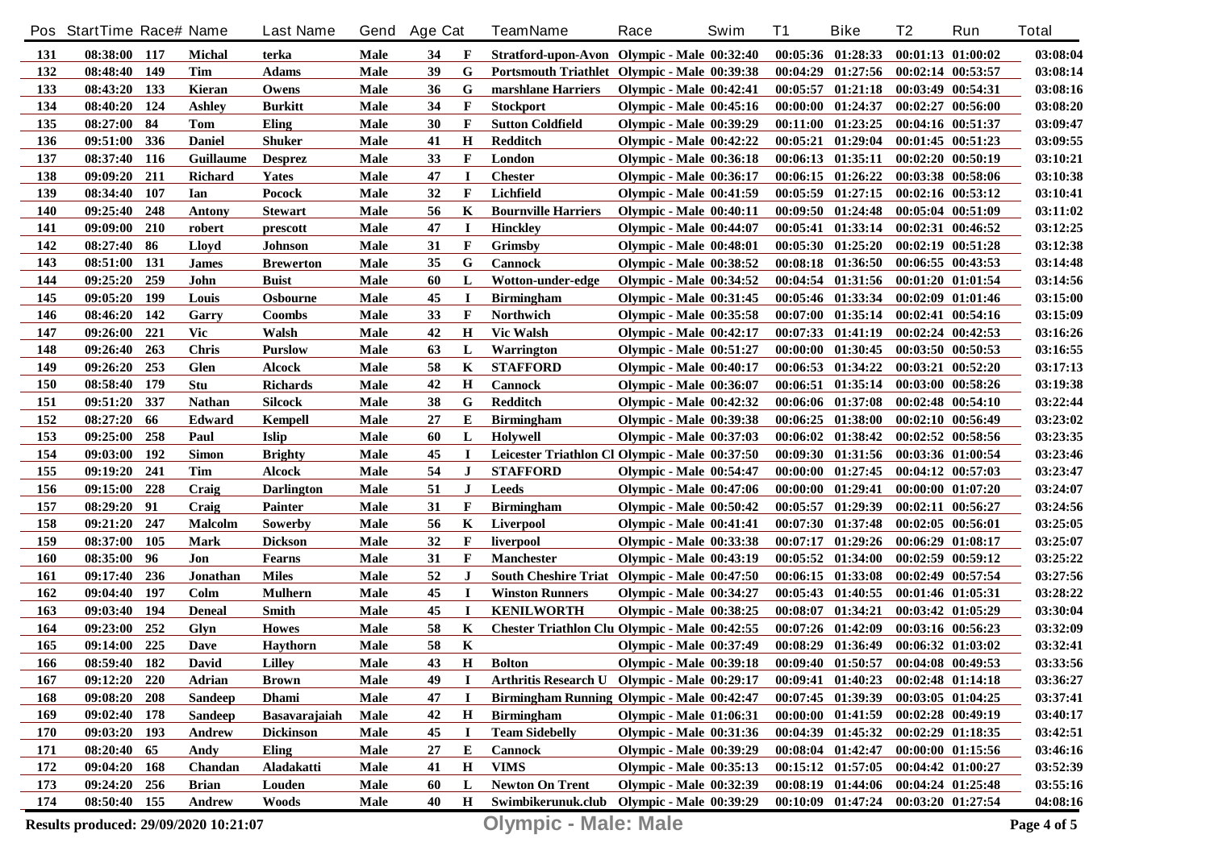| Pos | StartTime | Race# | Name | Last Name | Gend | Age | Cat | TeamName | Race | Swim | T1 | Bike | T2 | Run | Total |
|---|---|---|---|---|---|---|---|---|---|---|---|---|---|---|---|
| 131 | 08:38:00 | 117 | Michal | terka | Male | 34 | F | Stratford-upon-Avon | Olympic - Male | 00:32:40 | 00:05:36 | 01:28:33 | 00:01:13 | 01:00:02 | 03:08:04 |
| 132 | 08:48:40 | 149 | Tim | Adams | Male | 39 | G | Portsmouth Triathlet | Olympic - Male | 00:39:38 | 00:04:29 | 01:27:56 | 00:02:14 | 00:53:57 | 03:08:14 |
| 133 | 08:43:20 | 133 | Kieran | Owens | Male | 36 | G | marshlane Harriers | Olympic - Male | 00:42:41 | 00:05:57 | 01:21:18 | 00:03:49 | 00:54:31 | 03:08:16 |
| 134 | 08:40:20 | 124 | Ashley | Burkitt | Male | 34 | F | Stockport | Olympic - Male | 00:45:16 | 00:00:00 | 01:24:37 | 00:02:27 | 00:56:00 | 03:08:20 |
| 135 | 08:27:00 | 84 | Tom | Eling | Male | 30 | F | Sutton Coldfield | Olympic - Male | 00:39:29 | 00:11:00 | 01:23:25 | 00:04:16 | 00:51:37 | 03:09:47 |
| 136 | 09:51:00 | 336 | Daniel | Shuker | Male | 41 | H | Redditch | Olympic - Male | 00:42:22 | 00:05:21 | 01:29:04 | 00:01:45 | 00:51:23 | 03:09:55 |
| 137 | 08:37:40 | 116 | Guillaume | Desprez | Male | 33 | F | London | Olympic - Male | 00:36:18 | 00:06:13 | 01:35:11 | 00:02:20 | 00:50:19 | 03:10:21 |
| 138 | 09:09:20 | 211 | Richard | Yates | Male | 47 | I | Chester | Olympic - Male | 00:36:17 | 00:06:15 | 01:26:22 | 00:03:38 | 00:58:06 | 03:10:38 |
| 139 | 08:34:40 | 107 | Ian | Pocock | Male | 32 | F | Lichfield | Olympic - Male | 00:41:59 | 00:05:59 | 01:27:15 | 00:02:16 | 00:53:12 | 03:10:41 |
| 140 | 09:25:40 | 248 | Antony | Stewart | Male | 56 | K | Bournville Harriers | Olympic - Male | 00:40:11 | 00:09:50 | 01:24:48 | 00:05:04 | 00:51:09 | 03:11:02 |
| 141 | 09:09:00 | 210 | robert | prescott | Male | 47 | I | Hinckley | Olympic - Male | 00:44:07 | 00:05:41 | 01:33:14 | 00:02:31 | 00:46:52 | 03:12:25 |
| 142 | 08:27:40 | 86 | Lloyd | Johnson | Male | 31 | F | Grimsby | Olympic - Male | 00:48:01 | 00:05:30 | 01:25:20 | 00:02:19 | 00:51:28 | 03:12:38 |
| 143 | 08:51:00 | 131 | James | Brewerton | Male | 35 | G | Cannock | Olympic - Male | 00:38:52 | 00:08:18 | 01:36:50 | 00:06:55 | 00:43:53 | 03:14:48 |
| 144 | 09:25:20 | 259 | John | Buist | Male | 60 | L | Wotton-under-edge | Olympic - Male | 00:34:52 | 00:04:54 | 01:31:56 | 00:01:20 | 01:01:54 | 03:14:56 |
| 145 | 09:05:20 | 199 | Louis | Osbourne | Male | 45 | I | Birmingham | Olympic - Male | 00:31:45 | 00:05:46 | 01:33:34 | 00:02:09 | 01:01:46 | 03:15:00 |
| 146 | 08:46:20 | 142 | Garry | Coombs | Male | 33 | F | Northwich | Olympic - Male | 00:35:58 | 00:07:00 | 01:35:14 | 00:02:41 | 00:54:16 | 03:15:09 |
| 147 | 09:26:00 | 221 | Vic | Walsh | Male | 42 | H | Vic Walsh | Olympic - Male | 00:42:17 | 00:07:33 | 01:41:19 | 00:02:24 | 00:42:53 | 03:16:26 |
| 148 | 09:26:40 | 263 | Chris | Purslow | Male | 63 | L | Warrington | Olympic - Male | 00:51:27 | 00:00:00 | 01:30:45 | 00:03:50 | 00:50:53 | 03:16:55 |
| 149 | 09:26:20 | 253 | Glen | Alcock | Male | 58 | K | STAFFORD | Olympic - Male | 00:40:17 | 00:06:53 | 01:34:22 | 00:03:21 | 00:52:20 | 03:17:13 |
| 150 | 08:58:40 | 179 | Stu | Richards | Male | 42 | H | Cannock | Olympic - Male | 00:36:07 | 00:06:51 | 01:35:14 | 00:03:00 | 00:58:26 | 03:19:38 |
| 151 | 09:51:20 | 337 | Nathan | Silcock | Male | 38 | G | Redditch | Olympic - Male | 00:42:32 | 00:06:06 | 01:37:08 | 00:02:48 | 00:54:10 | 03:22:44 |
| 152 | 08:27:20 | 66 | Edward | Kempell | Male | 27 | E | Birmingham | Olympic - Male | 00:39:38 | 00:06:25 | 01:38:00 | 00:02:10 | 00:56:49 | 03:23:02 |
| 153 | 09:25:00 | 258 | Paul | Islip | Male | 60 | L | Holywell | Olympic - Male | 00:37:03 | 00:06:02 | 01:38:42 | 00:02:52 | 00:58:56 | 03:23:35 |
| 154 | 09:03:00 | 192 | Simon | Brighty | Male | 45 | I | Leicester Triathlon Cl | Olympic - Male | 00:37:50 | 00:09:30 | 01:31:56 | 00:03:36 | 01:00:54 | 03:23:46 |
| 155 | 09:19:20 | 241 | Tim | Alcock | Male | 54 | J | STAFFORD | Olympic - Male | 00:54:47 | 00:00:00 | 01:27:45 | 00:04:12 | 00:57:03 | 03:23:47 |
| 156 | 09:15:00 | 228 | Craig | Darlington | Male | 51 | J | Leeds | Olympic - Male | 00:47:06 | 00:00:00 | 01:29:41 | 00:00:00 | 01:07:20 | 03:24:07 |
| 157 | 08:29:20 | 91 | Craig | Painter | Male | 31 | F | Birmingham | Olympic - Male | 00:50:42 | 00:05:57 | 01:29:39 | 00:02:11 | 00:56:27 | 03:24:56 |
| 158 | 09:21:20 | 247 | Malcolm | Sowerby | Male | 56 | K | Liverpool | Olympic - Male | 00:41:41 | 00:07:30 | 01:37:48 | 00:02:05 | 00:56:01 | 03:25:05 |
| 159 | 08:37:00 | 105 | Mark | Dickson | Male | 32 | F | liverpool | Olympic - Male | 00:33:38 | 00:07:17 | 01:29:26 | 00:06:29 | 01:08:17 | 03:25:07 |
| 160 | 08:35:00 | 96 | Jon | Fearns | Male | 31 | F | Manchester | Olympic - Male | 00:43:19 | 00:05:52 | 01:34:00 | 00:02:59 | 00:59:12 | 03:25:22 |
| 161 | 09:17:40 | 236 | Jonathan | Miles | Male | 52 | J | South Cheshire Triat | Olympic - Male | 00:47:50 | 00:06:15 | 01:33:08 | 00:02:49 | 00:57:54 | 03:27:56 |
| 162 | 09:04:40 | 197 | Colm | Mulhern | Male | 45 | I | Winston Runners | Olympic - Male | 00:34:27 | 00:05:43 | 01:40:55 | 00:01:46 | 01:05:31 | 03:28:22 |
| 163 | 09:03:40 | 194 | Deneal | Smith | Male | 45 | I | KENILWORTH | Olympic - Male | 00:38:25 | 00:08:07 | 01:34:21 | 00:03:42 | 01:05:29 | 03:30:04 |
| 164 | 09:23:00 | 252 | Glyn | Howes | Male | 58 | K | Chester Triathlon Clu | Olympic - Male | 00:42:55 | 00:07:26 | 01:42:09 | 00:03:16 | 00:56:23 | 03:32:09 |
| 165 | 09:14:00 | 225 | Dave | Haythorn | Male | 58 | K |  | Olympic - Male | 00:37:49 | 00:08:29 | 01:36:49 | 00:06:32 | 01:03:02 | 03:32:41 |
| 166 | 08:59:40 | 182 | David | Lilley | Male | 43 | H | Bolton | Olympic - Male | 00:39:18 | 00:09:40 | 01:50:57 | 00:04:08 | 00:49:53 | 03:33:56 |
| 167 | 09:12:20 | 220 | Adrian | Brown | Male | 49 | I | Arthritis Research U | Olympic - Male | 00:29:17 | 00:09:41 | 01:40:23 | 00:02:48 | 01:14:18 | 03:36:27 |
| 168 | 09:08:20 | 208 | Sandeep | Dhami | Male | 47 | I | Birmingham Running | Olympic - Male | 00:42:47 | 00:07:45 | 01:39:39 | 00:03:05 | 01:04:25 | 03:37:41 |
| 169 | 09:02:40 | 178 | Sandeep | Basavarajaiah | Male | 42 | H | Birmingham | Olympic - Male | 01:06:31 | 00:00:00 | 01:41:59 | 00:02:28 | 00:49:19 | 03:40:17 |
| 170 | 09:03:20 | 193 | Andrew | Dickinson | Male | 45 | I | Team Sidebelly | Olympic - Male | 00:31:36 | 00:04:39 | 01:45:32 | 00:02:29 | 01:18:35 | 03:42:51 |
| 171 | 08:20:40 | 65 | Andy | Eling | Male | 27 | E | Cannock | Olympic - Male | 00:39:29 | 00:08:04 | 01:42:47 | 00:00:00 | 01:15:56 | 03:46:16 |
| 172 | 09:04:20 | 168 | Chandan | Aladakatti | Male | 41 | H | VIMS | Olympic - Male | 00:35:13 | 00:15:12 | 01:57:05 | 00:04:42 | 01:00:27 | 03:52:39 |
| 173 | 09:24:20 | 256 | Brian | Louden | Male | 60 | L | Newton On Trent | Olympic - Male | 00:32:39 | 00:08:19 | 01:44:06 | 00:04:24 | 01:25:48 | 03:55:16 |
| 174 | 08:50:40 | 155 | Andrew | Woods | Male | 40 | H | Swimbikerunuk.club | Olympic - Male | 00:39:29 | 00:10:09 | 01:47:24 | 00:03:20 | 01:27:54 | 04:08:16 |

Results produced: 29/09/2020 10:21:07

**Olympic - Male: Male**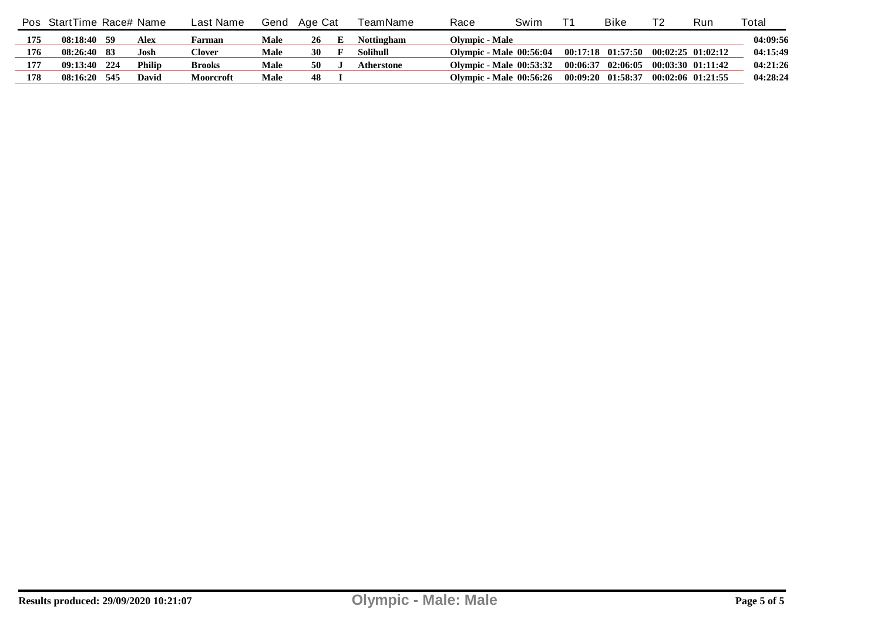| Pos | StartTime | Race# | Name | Last Name | Gend | Age | Cat | TeamName | Race | Swim | T1 | Bike | T2 | Run | Total |
|---|---|---|---|---|---|---|---|---|---|---|---|---|---|---|---|
| 175 | 08:18:40 | 59 | Alex | Farman | Male | 26 | E | Nottingham | Olympic - Male | | | | | | 04:09:56 |
| 176 | 08:26:40 | 83 | Josh | Clover | Male | 30 | F | Solihull | Olympic - Male | 00:56:04 | 00:17:18 | 01:57:50 | 00:02:25 | 01:02:12 | 04:15:49 |
| 177 | 09:13:40 | 224 | Philip | Brooks | Male | 50 | J | Atherstone | Olympic - Male | 00:53:32 | 00:06:37 | 02:06:05 | 00:03:30 | 01:11:42 | 04:21:26 |
| 178 | 08:16:20 | 545 | David | Moorcroft | Male | 48 | I | | Olympic - Male | 00:56:26 | 00:09:20 | 01:58:37 | 00:02:06 | 01:21:55 | 04:28:24 |

Results produced: 29/09/2020 10:21:07

**Olympic - Male: Male**